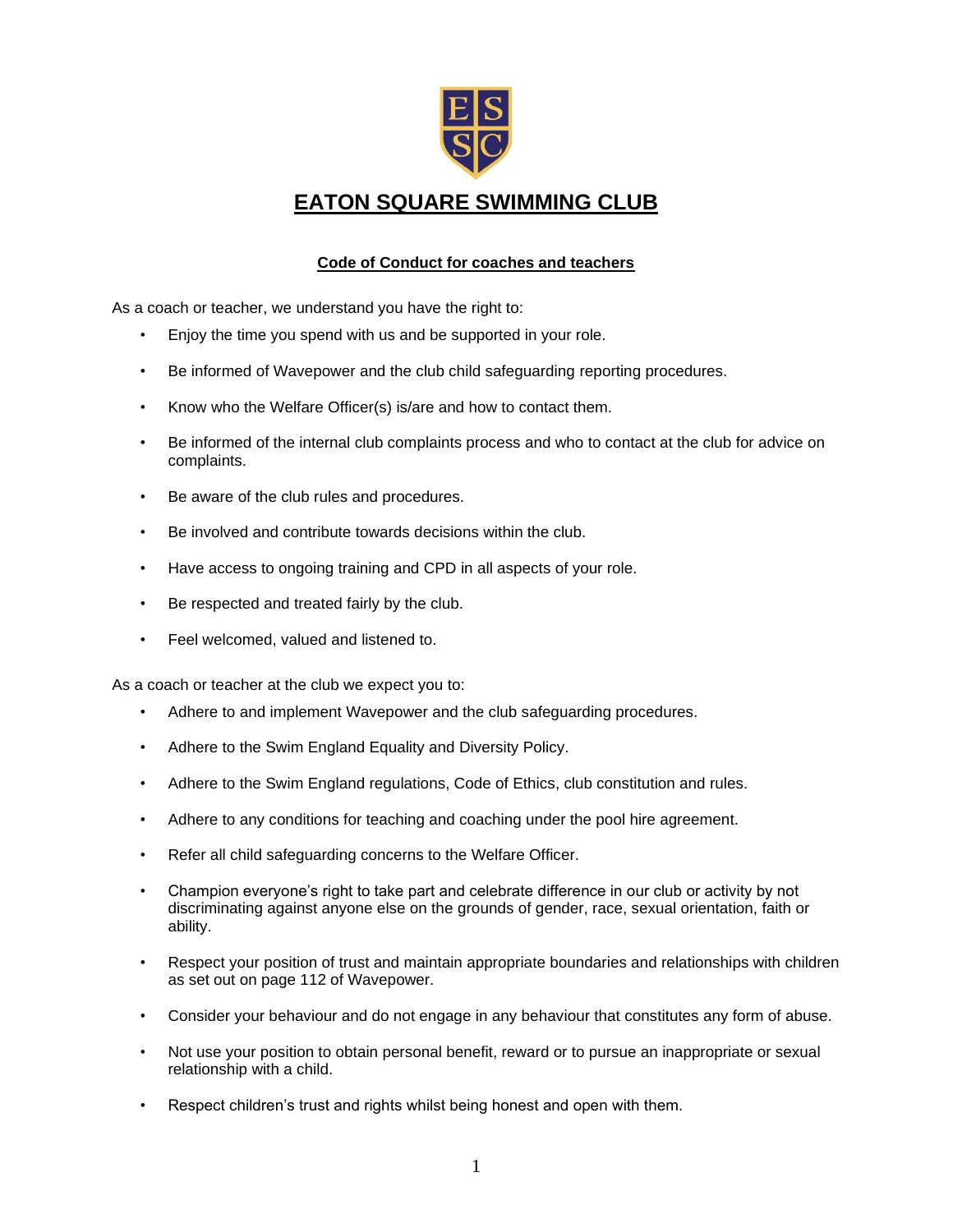# EATON SQUARE SWIMMING CLUB

## Code of Conduct for coaches and teachers

As a coach or teacher, we understand you have the right to:

- Enjoy the time you spend with us and be supported in your role.
- Be informed of Wavepower and the club child safeguarding reporting procedures.
- Know who the Welfare Officer(s) is/are and how to contact them.
- Be informed of the internal club complaints process and who to contact at the club for advice on complaints.
- Be aware of the club rules and procedures.
- Be involved and contribute towards decisions within the club.
- Have access to ongoing training and CPD in all aspects of your role.
- Be respected and treated fairly by the club.
- Feel welcomed, valued and listened to.

As a coach or teacher at the club we expect you to:

- Adhere to and implement Wavepower and the club safeguarding procedures.
- Adhere to the Swim England Equality and Diversity Policy.
- Adhere to the Swim England regulations, Code of Ethics, club constitution and rules.
- Adhere to any conditions for teaching and coaching under the pool hire agreement.
- Refer all child safeguarding concerns to the Welfare Officer.
- Champion everyone's right to take part and celebrate difference in our club or activity by not discriminating against anyone else on the grounds of gender, race, sexual orientation, faith or ability.
- Respect your position of trust and maintain appropriate boundaries and relationships with children as set out on page 112 of Wavepower.
- Consider your behaviour and do not engage in any behaviour that constitutes any form of abuse.
- Not use your position to obtain personal benefit, reward or to pursue an inappropriate or sexual relationship with a child.
- Respect children's trust and rights whilst being honest and open with them.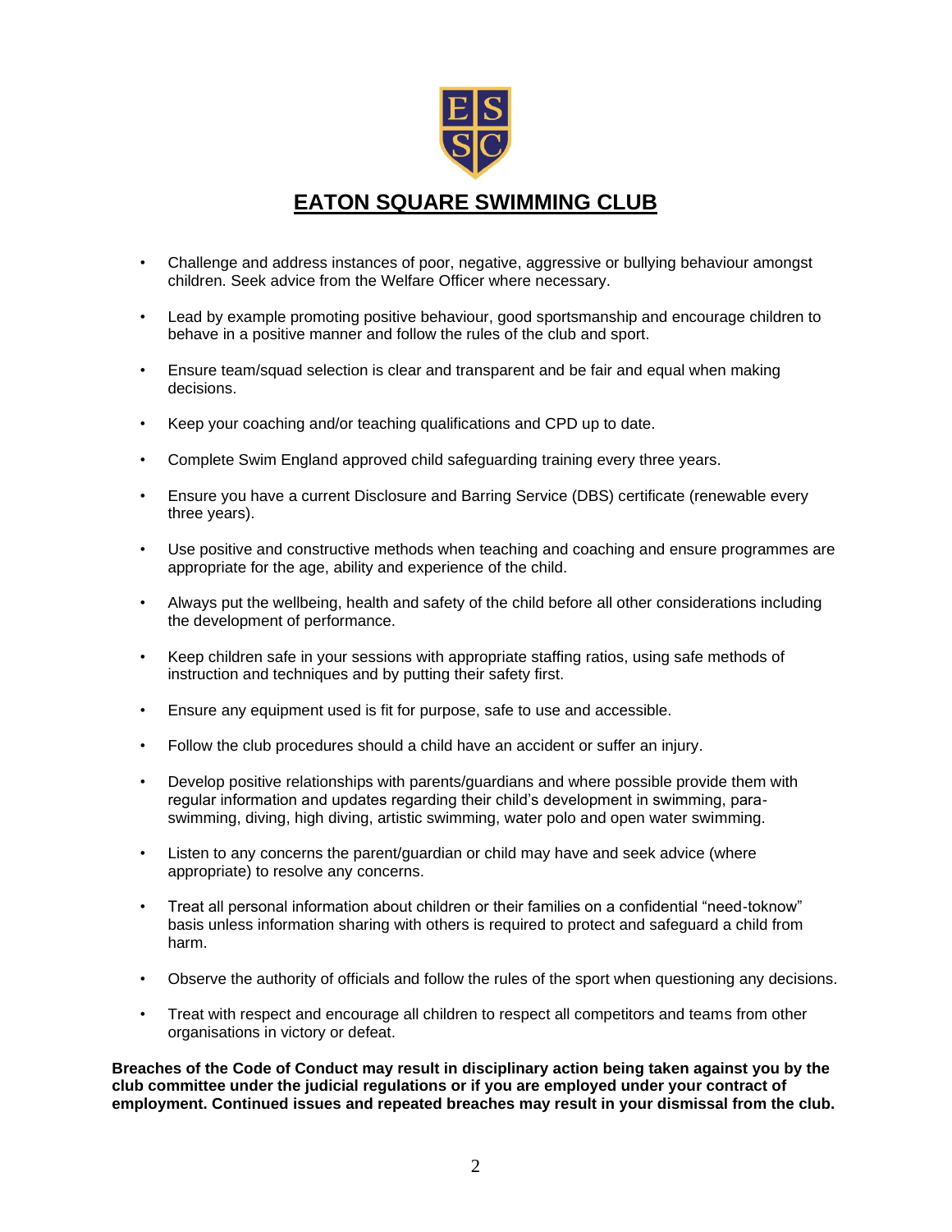# EATON SQUARE SWIMMING CLUB

- Challenge and address instances of poor, negative, aggressive or bullying behaviour amongst children. Seek advice from the Welfare Officer where necessary.
- Lead by example promoting positive behaviour, good sportsmanship and encourage children to behave in a positive manner and follow the rules of the club and sport.
- Ensure team/squad selection is clear and transparent and be fair and equal when making decisions.
- Keep your coaching and/or teaching qualifications and CPD up to date.
- Complete Swim England approved child safeguarding training every three years.
- Ensure you have a current Disclosure and Barring Service (DBS) certificate (renewable every three years).
- Use positive and constructive methods when teaching and coaching and ensure programmes are appropriate for the age, ability and experience of the child.
- Always put the wellbeing, health and safety of the child before all other considerations including the development of performance.
- Keep children safe in your sessions with appropriate staffing ratios, using safe methods of instruction and techniques and by putting their safety first.
- Ensure any equipment used is fit for purpose, safe to use and accessible.
- Follow the club procedures should a child have an accident or suffer an injury.
- Develop positive relationships with parents/guardians and where possible provide them with regular information and updates regarding their child's development in swimming, para-swimming, diving, high diving, artistic swimming, water polo and open water swimming.
- Listen to any concerns the parent/guardian or child may have and seek advice (where appropriate) to resolve any concerns.
- Treat all personal information about children or their families on a confidential "need-toknow" basis unless information sharing with others is required to protect and safeguard a child from harm.
- Observe the authority of officials and follow the rules of the sport when questioning any decisions.
- Treat with respect and encourage all children to respect all competitors and teams from other organisations in victory or defeat.

**Breaches of the Code of Conduct may result in disciplinary action being taken against you by the club committee under the judicial regulations or if you are employed under your contract of employment. Continued issues and repeated breaches may result in your dismissal from the club.**